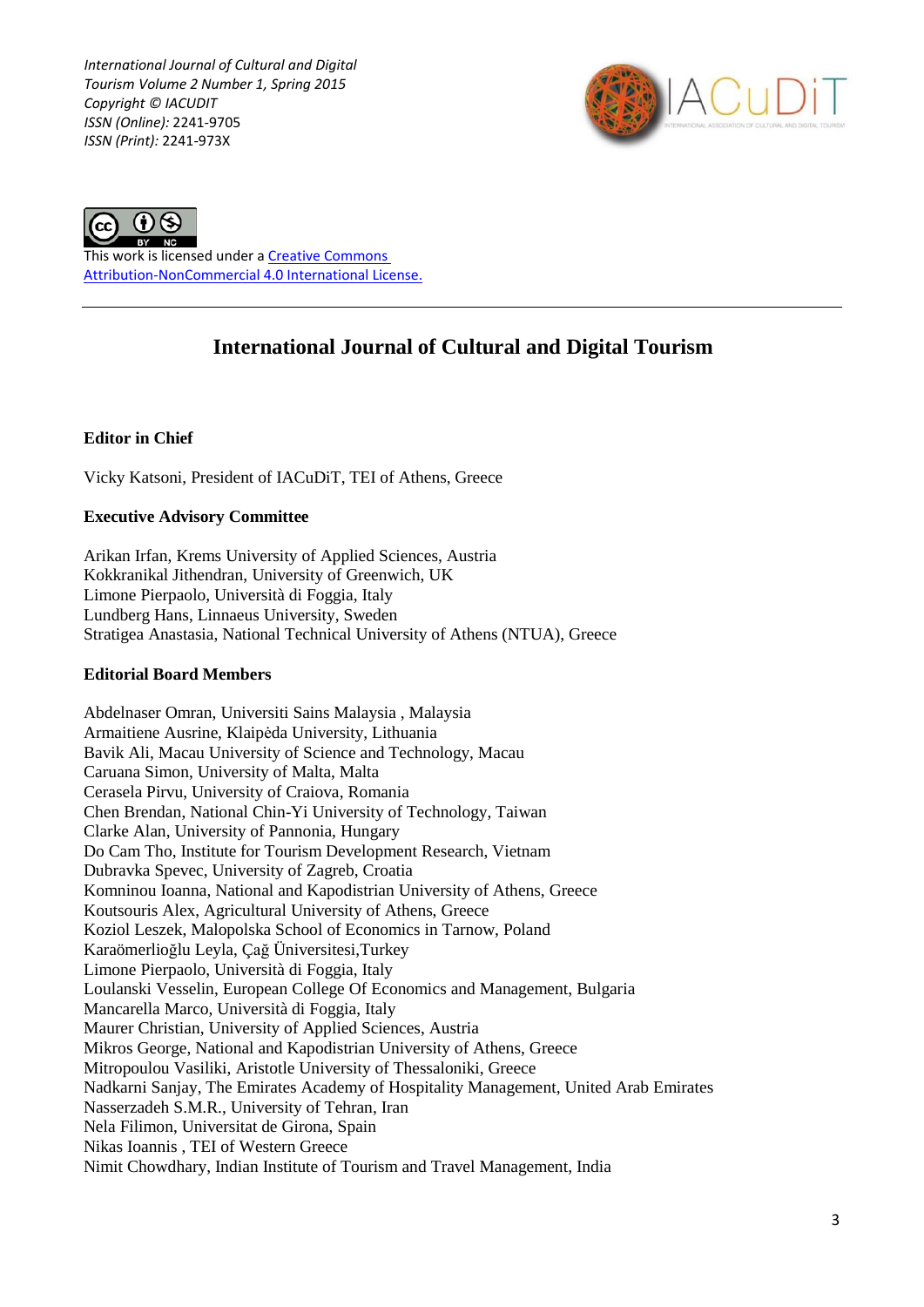*International Journal of Cultural and Digital Tourism Volume 2 Number 1, Spring 2015*
*Copyright © IACUDIT*
*ISSN (Online):* 2241-9705
*ISSN (Print):* 2241-973X

This work is licensed under a Creative Commons Attribution-NonCommercial 4.0 International License.

---

# International Journal of Cultural and Digital Tourism

**Editor in Chief**

Vicky Katsoni, President of IACuDiT, TEI of Athens, Greece

**Executive Advisory Committee**

Arikan Irfan, Krems University of Applied Sciences, Austria
Kokkranikal Jithendran, University of Greenwich, UK
Limone Pierpaolo, Università di Foggia, Italy
Lundberg Hans, Linnaeus University, Sweden
Stratigea Anastasia, National Technical University of Athens (NTUA), Greece

**Editorial Board Members**

Abdelnaser Omran, Universiti Sains Malaysia , Malaysia
Armaitiene Ausrine, Klaipèda University, Lithuania
Bavik Ali, Macau University of Science and Technology, Macau
Caruana Simon, University of Malta, Malta
Cerasela Pirvu, University of Craiova, Romania
Chen Brendan, National Chin-Yi University of Technology, Taiwan
Clarke Alan, University of Pannonia, Hungary
Do Cam Tho, Institute for Tourism Development Research, Vietnam
Dubravka Spevec, University of Zagreb, Croatia
Komninou Ioanna, National and Kapodistrian University of Athens, Greece
Koutsouris Alex, Agricultural University of Athens, Greece
Koziol Leszek, Malopolska School of Economics in Tarnow, Poland
Karaömerlioğlu Leyla, Çağ Üniversitesi,Turkey
Limone Pierpaolo, Università di Foggia, Italy
Loulanski Vesselin, European College Of Economics and Management, Bulgaria
Mancarella Marco, Università di Foggia, Italy
Maurer Christian, University of Applied Sciences, Austria
Mikros George, National and Kapodistrian University of Athens, Greece
Mitropoulou Vasiliki, Aristotle University of Thessaloniki, Greece
Nadkarni Sanjay, The Emirates Academy of Hospitality Management, United Arab Emirates
Nasserzadeh S.M.R., University of Tehran, Iran
Nela Filimon, Universitat de Girona, Spain
Nikas Ioannis , TEI of Western Greece
Nimit Chowdhary, Indian Institute of Tourism and Travel Management, India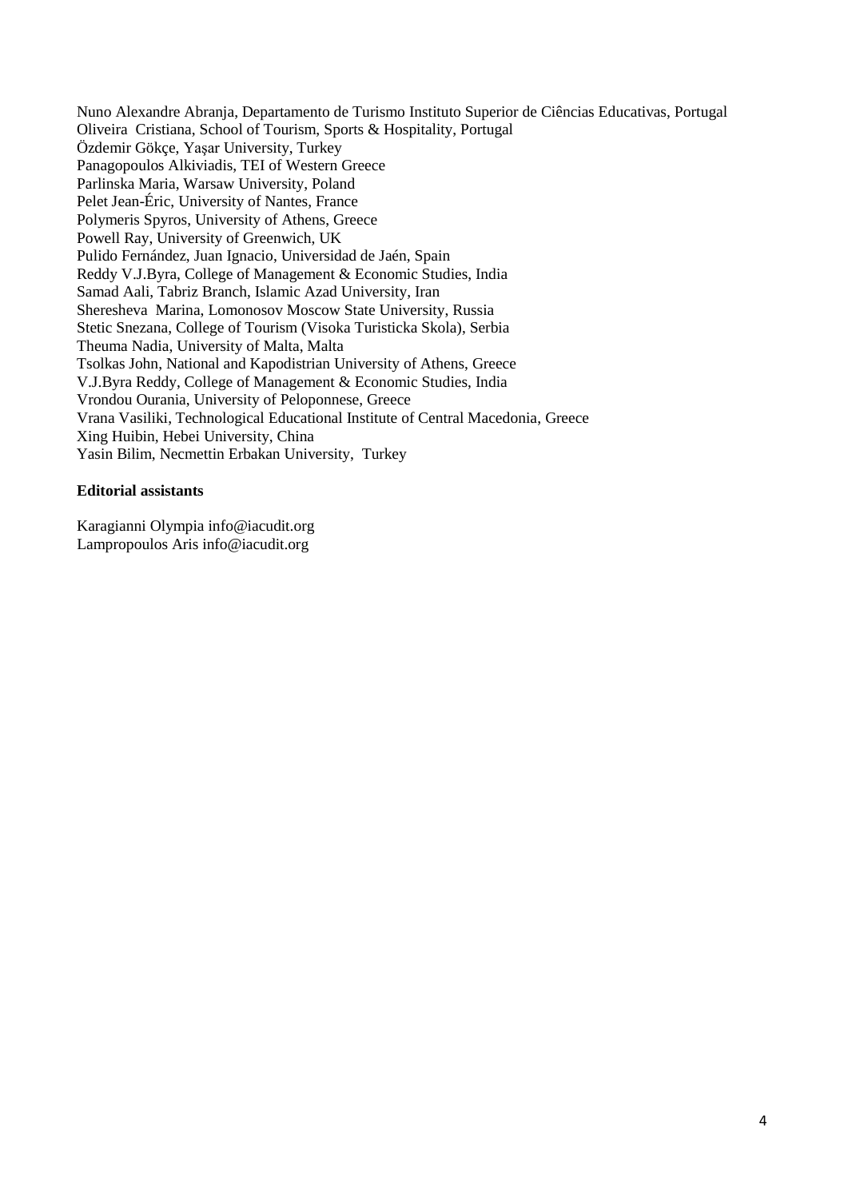Nuno Alexandre Abranja, Departamento de Turismo Instituto Superior de Ciências Educativas, Portugal
Oliveira Cristiana, School of Tourism, Sports & Hospitality, Portugal
Özdemir Gökçe, Yaşar University, Turkey
Panagopoulos Alkiviadis, TEI of Western Greece
Parlinska Maria, Warsaw University, Poland
Pelet Jean-Éric, University of Nantes, France
Polymeris Spyros, University of Athens, Greece
Powell Ray, University of Greenwich, UK
Pulido Fernández, Juan Ignacio, Universidad de Jaén, Spain
Reddy V.J.Byra, College of Management & Economic Studies, India
Samad Aali, Tabriz Branch, Islamic Azad University, Iran
Sheresheva Marina, Lomonosov Moscow State University, Russia
Stetic Snezana, College of Tourism (Visoka Turisticka Skola), Serbia
Theuma Nadia, University of Malta, Malta
Tsolkas John, National and Kapodistrian University of Athens, Greece
V.J.Byra Reddy, College of Management & Economic Studies, India
Vrondou Ourania, University of Peloponnese, Greece
Vrana Vasiliki, Technological Educational Institute of Central Macedonia, Greece
Xing Huibin, Hebei University, China
Yasin Bilim, Necmettin Erbakan University, Turkey

**Editorial assistants**

Karagianni Olympia info@iacudit.org
Lampropoulos Aris info@iacudit.org